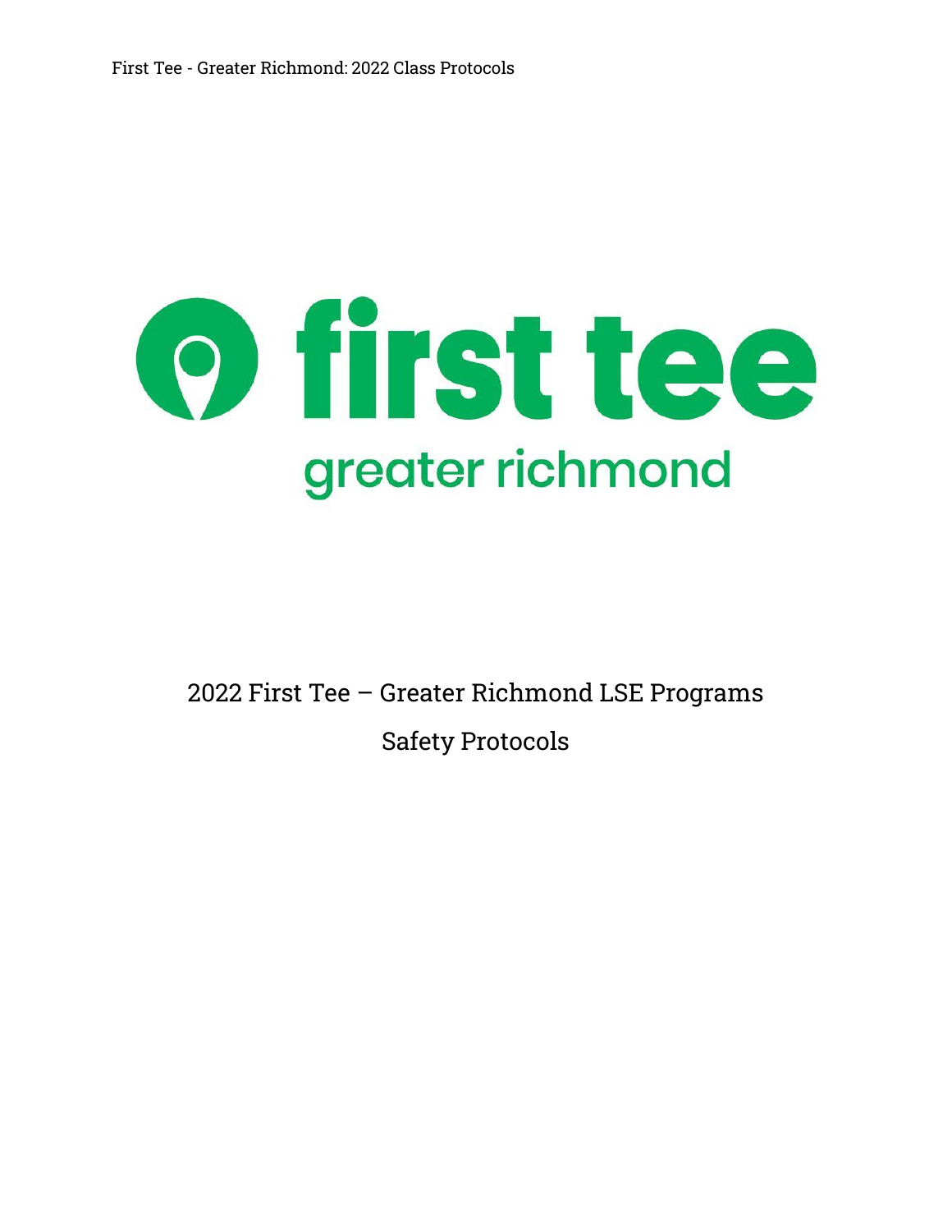first tee

greater richmond

# 2022 First Tee – Greater Richmond LSE Programs

# Safety Protocols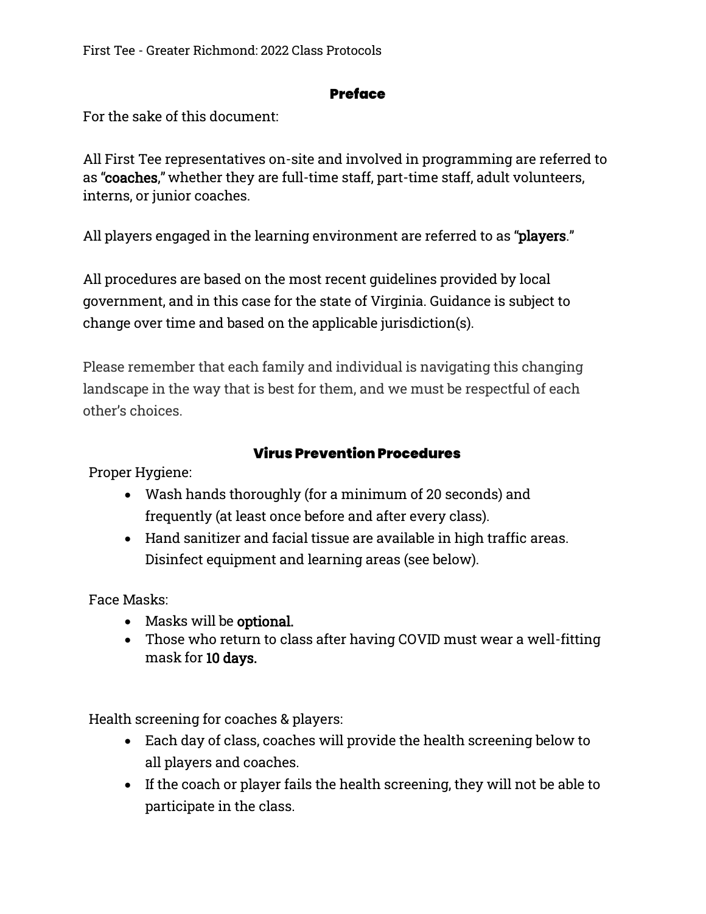## Preface

For the sake of this document:

All First Tee representatives on-site and involved in programming are referred to as **"coaches,"** whether they are full-time staff, part-time staff, adult volunteers, interns, or junior coaches.

All players engaged in the learning environment are referred to as **"players."**

All procedures are based on the most recent guidelines provided by local government, and in this case for the state of Virginia. Guidance is subject to change over time and based on the applicable jurisdiction(s).

Please remember that each family and individual is navigating this changing landscape in the way that is best for them, and we must be respectful of each other's choices.

## Virus Prevention Procedures

Proper Hygiene:

- Wash hands thoroughly (for a minimum of 20 seconds) and frequently (at least once before and after every class).
- Hand sanitizer and facial tissue are available in high traffic areas. Disinfect equipment and learning areas (see below).

Face Masks:

- Masks will be **optional.**
- Those who return to class after having COVID must wear a well-fitting mask for **10 days.**

Health screening for coaches & players:

- Each day of class, coaches will provide the health screening below to all players and coaches.
- If the coach or player fails the health screening, they will not be able to participate in the class.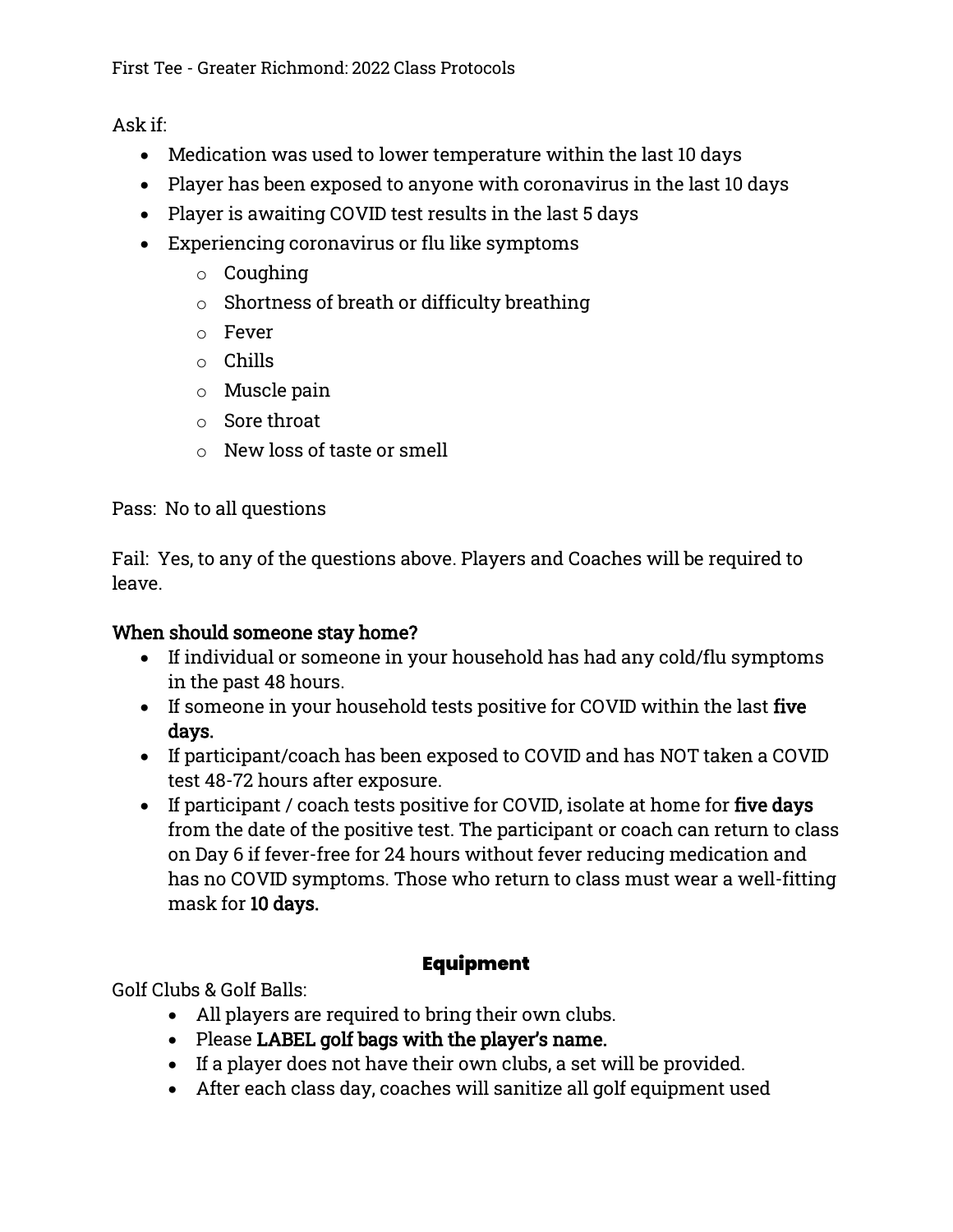Ask if:

- Medication was used to lower temperature within the last 10 days
- Player has been exposed to anyone with coronavirus in the last 10 days
- Player is awaiting COVID test results in the last 5 days
- Experiencing coronavirus or flu like symptoms
    - Coughing
    - Shortness of breath or difficulty breathing
    - Fever
    - Chills
    - Muscle pain
    - Sore throat
    - New loss of taste or smell

Pass: No to all questions

Fail: Yes, to any of the questions above. Players and Coaches will be required to leave.

### When should someone stay home?

- If individual or someone in your household has had any cold/flu symptoms in the past 48 hours.
- If someone in your household tests positive for COVID within the last **five days.**
- If participant/coach has been exposed to COVID and has NOT taken a COVID test 48-72 hours after exposure.
- If participant / coach tests positive for COVID, isolate at home for **five days** from the date of the positive test. The participant or coach can return to class on Day 6 if fever-free for 24 hours without fever reducing medication and has no COVID symptoms. Those who return to class must wear a well-fitting mask for **10 days.**

## Equipment

Golf Clubs & Golf Balls:

- All players are required to bring their own clubs.
- Please **LABEL golf bags with the player's name.**
- If a player does not have their own clubs, a set will be provided.
- After each class day, coaches will sanitize all golf equipment used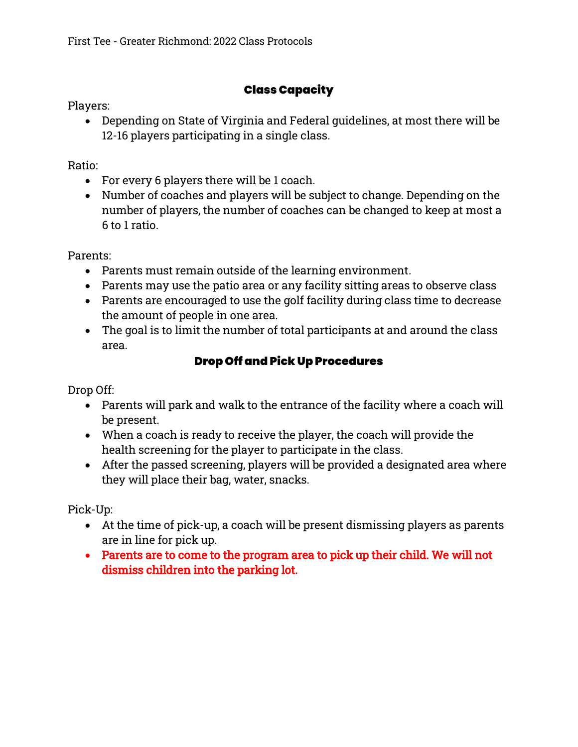## Class Capacity

Players:

- Depending on State of Virginia and Federal guidelines, at most there will be 12-16 players participating in a single class.

Ratio:

- For every 6 players there will be 1 coach.
- Number of coaches and players will be subject to change. Depending on the number of players, the number of coaches can be changed to keep at most a 6 to 1 ratio.

Parents:

- Parents must remain outside of the learning environment.
- Parents may use the patio area or any facility sitting areas to observe class
- Parents are encouraged to use the golf facility during class time to decrease the amount of people in one area.
- The goal is to limit the number of total participants at and around the class area.

## Drop Off and Pick Up Procedures

Drop Off:

- Parents will park and walk to the entrance of the facility where a coach will be present.
- When a coach is ready to receive the player, the coach will provide the health screening for the player to participate in the class.
- After the passed screening, players will be provided a designated area where they will place their bag, water, snacks.

Pick-Up:

- At the time of pick-up, a coach will be present dismissing players as parents are in line for pick up.
- **Parents are to come to the program area to pick up their child. We will not dismiss children into the parking lot.**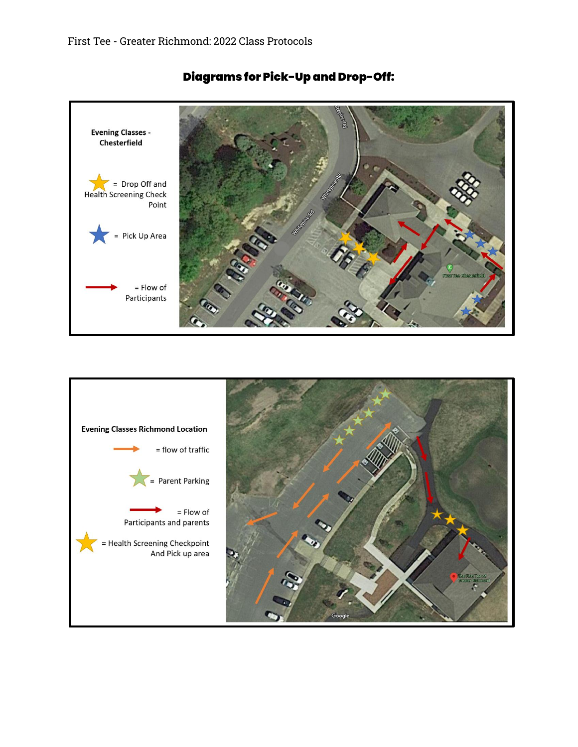## Diagrams for Pick-Up and Drop-Off:

**Evening Classes - Chesterfield**

★ = Drop Off and Health Screening Check Point

★ = Pick Up Area

→ = Flow of Participants

**Evening Classes Richmond Location**

→ = flow of traffic

★ = Parent Parking

→ = Flow of Participants and parents

★ = Health Screening Checkpoint And Pick up area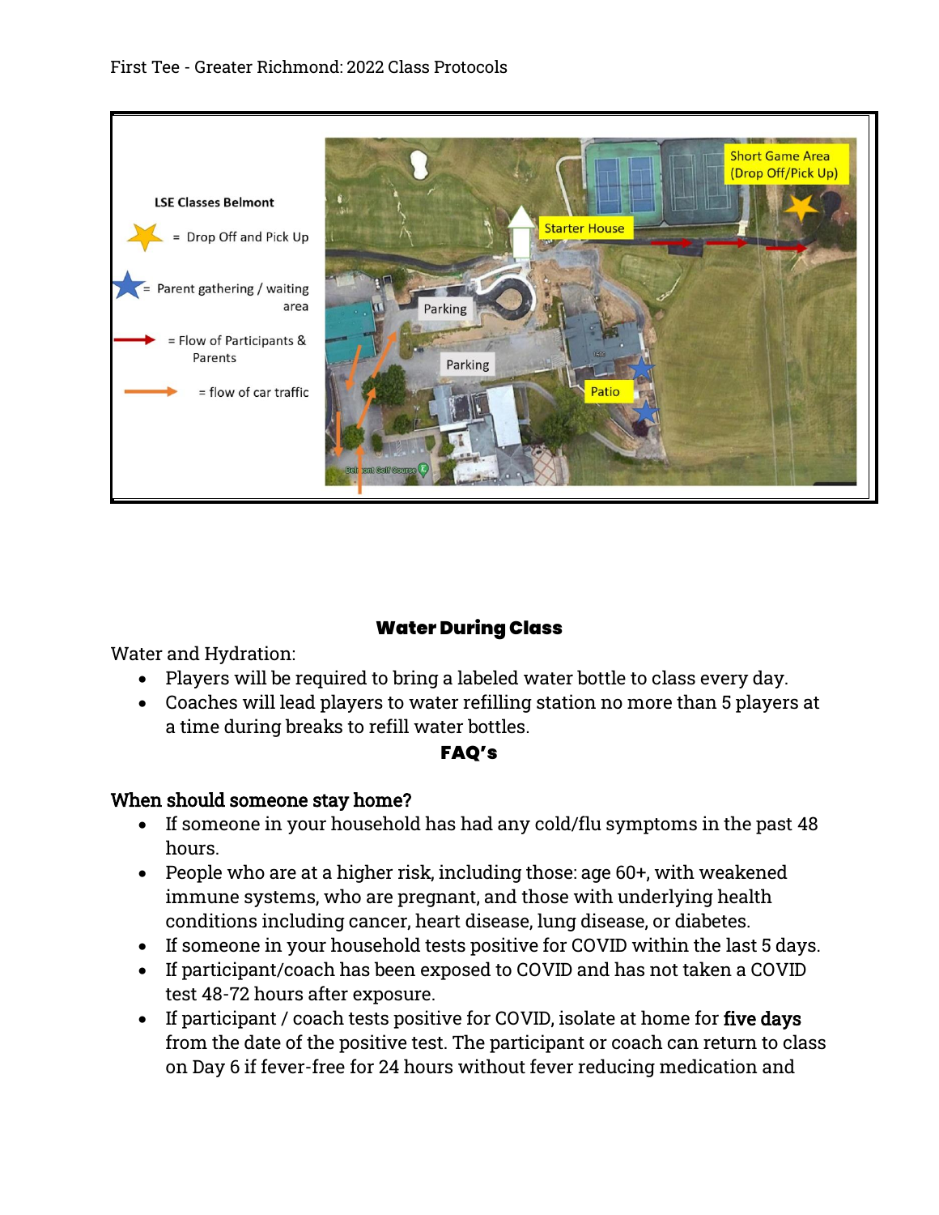LSE Classes Belmont

- ★ = Drop Off and Pick Up
- ★ = Parent gathering / waiting area
- → = Flow of Participants & Parents
- → = flow of car traffic

Short Game Area (Drop Off/Pick Up)

Starter House

Parking

Parking

Patio

## Water During Class

Water and Hydration:

- Players will be required to bring a labeled water bottle to class every day.
- Coaches will lead players to water refilling station no more than 5 players at a time during breaks to refill water bottles.

## FAQ's

### When should someone stay home?

- If someone in your household has had any cold/flu symptoms in the past 48 hours.
- People who are at a higher risk, including those: age 60+, with weakened immune systems, who are pregnant, and those with underlying health conditions including cancer, heart disease, lung disease, or diabetes.
- If someone in your household tests positive for COVID within the last 5 days.
- If participant/coach has been exposed to COVID and has not taken a COVID test 48-72 hours after exposure.
- If participant / coach tests positive for COVID, isolate at home for **five days** from the date of the positive test. The participant or coach can return to class on Day 6 if fever-free for 24 hours without fever reducing medication and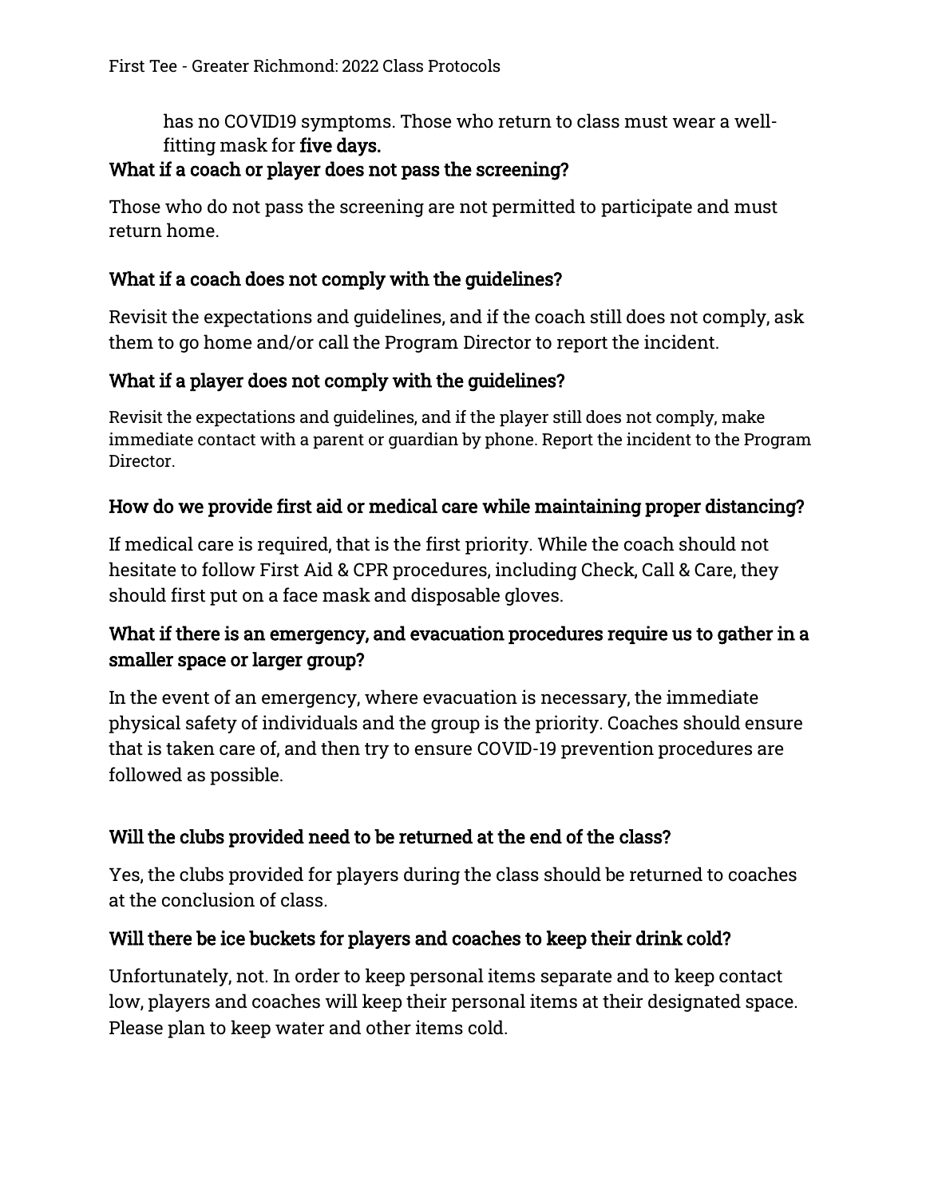has no COVID19 symptoms. Those who return to class must wear a well-fitting mask for **five days.**

### What if a coach or player does not pass the screening?

Those who do not pass the screening are not permitted to participate and must return home.

### What if a coach does not comply with the guidelines?

Revisit the expectations and guidelines, and if the coach still does not comply, ask them to go home and/or call the Program Director to report the incident.

### What if a player does not comply with the guidelines?

Revisit the expectations and guidelines, and if the player still does not comply, make immediate contact with a parent or guardian by phone. Report the incident to the Program Director.

### How do we provide first aid or medical care while maintaining proper distancing?

If medical care is required, that is the first priority. While the coach should not hesitate to follow First Aid & CPR procedures, including Check, Call & Care, they should first put on a face mask and disposable gloves.

### What if there is an emergency, and evacuation procedures require us to gather in a smaller space or larger group?

In the event of an emergency, where evacuation is necessary, the immediate physical safety of individuals and the group is the priority. Coaches should ensure that is taken care of, and then try to ensure COVID-19 prevention procedures are followed as possible.

### Will the clubs provided need to be returned at the end of the class?

Yes, the clubs provided for players during the class should be returned to coaches at the conclusion of class.

### Will there be ice buckets for players and coaches to keep their drink cold?

Unfortunately, not. In order to keep personal items separate and to keep contact low, players and coaches will keep their personal items at their designated space. Please plan to keep water and other items cold.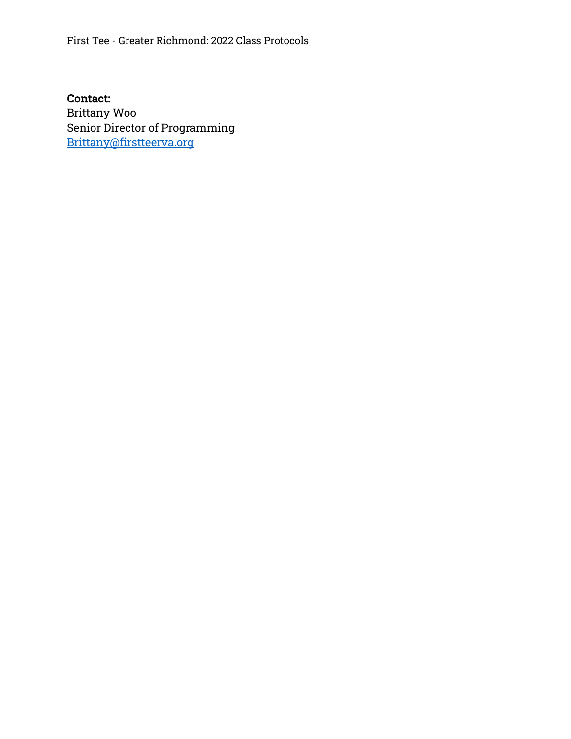**<u>Contact:</u>**
Brittany Woo
Senior Director of Programming
[Brittany@firstteerva.org](mailto:Brittany@firstteerva.org)